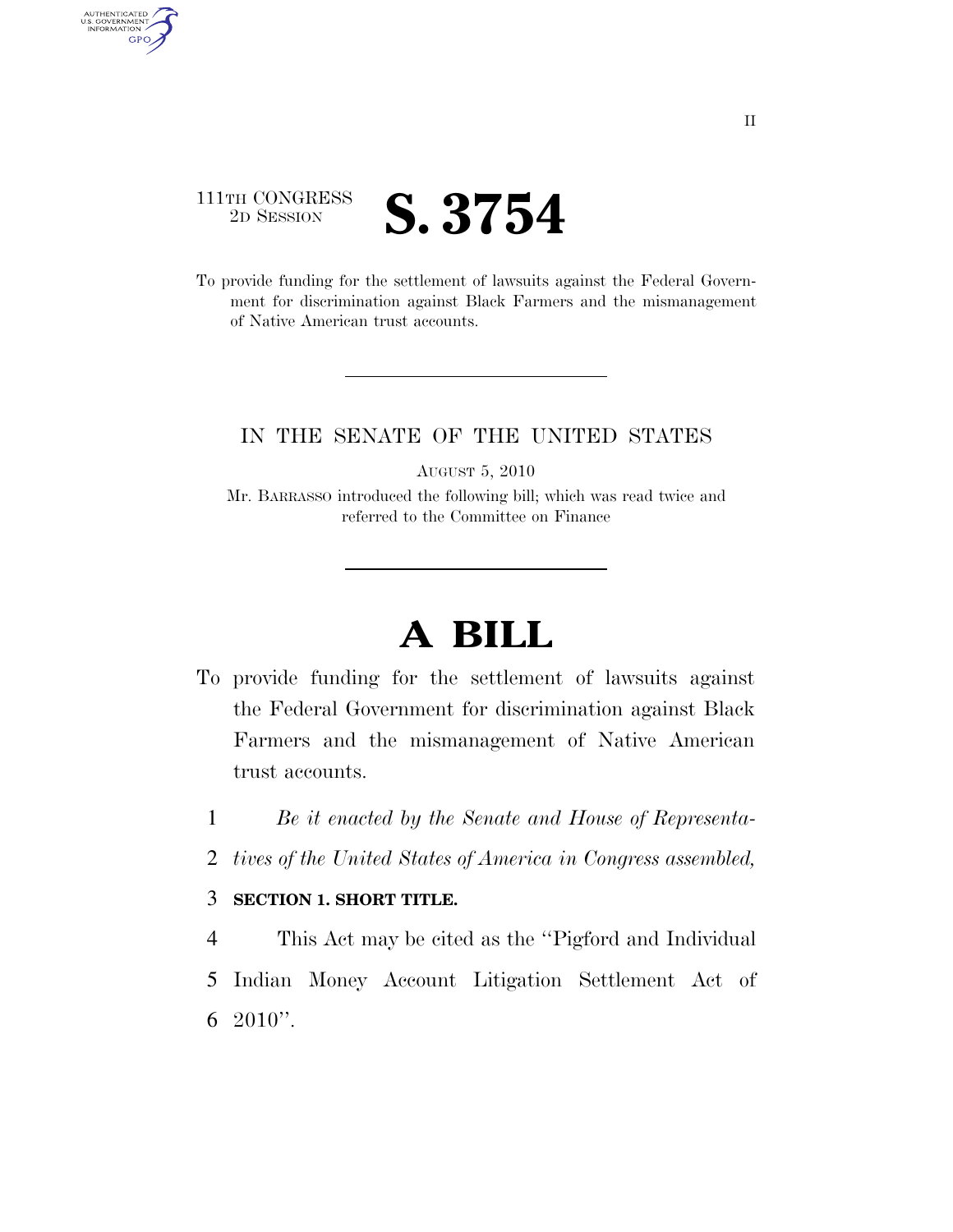111TH CONGRESS
2D SESSION

# S. 3754

To provide funding for the settlement of lawsuits against the Federal Government for discrimination against Black Farmers and the mismanagement of Native American trust accounts.

IN THE SENATE OF THE UNITED STATES

AUGUST 5, 2010

Mr. BARRASSO introduced the following bill; which was read twice and referred to the Committee on Finance

# A BILL

To provide funding for the settlement of lawsuits against the Federal Government for discrimination against Black Farmers and the mismanagement of Native American trust accounts.

1 *Be it enacted by the Senate and House of Representa-*
2 *tives of the United States of America in Congress assembled,*

3 **SECTION 1. SHORT TITLE.**

4 This Act may be cited as the ''Pigford and Individual
5 Indian Money Account Litigation Settlement Act of
6 2010''.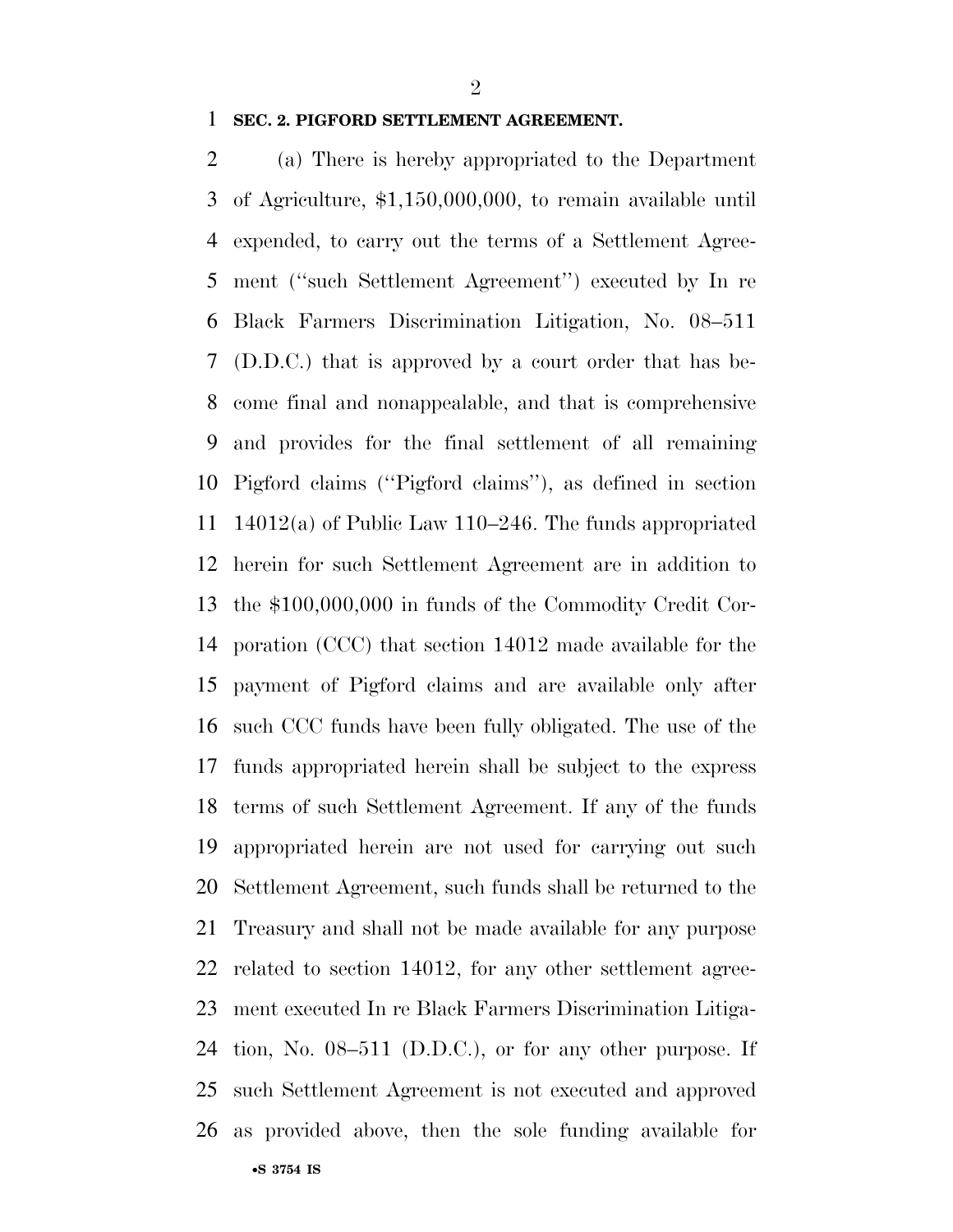**SEC. 2. PIGFORD SETTLEMENT AGREEMENT.**

(a) There is hereby appropriated to the Department of Agriculture, $1,150,000,000, to remain available until expended, to carry out the terms of a Settlement Agreement (''such Settlement Agreement'') executed by In re Black Farmers Discrimination Litigation, No. 08–511 (D.D.C.) that is approved by a court order that has become final and nonappealable, and that is comprehensive and provides for the final settlement of all remaining Pigford claims (''Pigford claims''), as defined in section 14012(a) of Public Law 110–246. The funds appropriated herein for such Settlement Agreement are in addition to the $100,000,000 in funds of the Commodity Credit Corporation (CCC) that section 14012 made available for the payment of Pigford claims and are available only after such CCC funds have been fully obligated. The use of the funds appropriated herein shall be subject to the express terms of such Settlement Agreement. If any of the funds appropriated herein are not used for carrying out such Settlement Agreement, such funds shall be returned to the Treasury and shall not be made available for any purpose related to section 14012, for any other settlement agreement executed In re Black Farmers Discrimination Litigation, No. 08–511 (D.D.C.), or for any other purpose. If such Settlement Agreement is not executed and approved as provided above, then the sole funding available for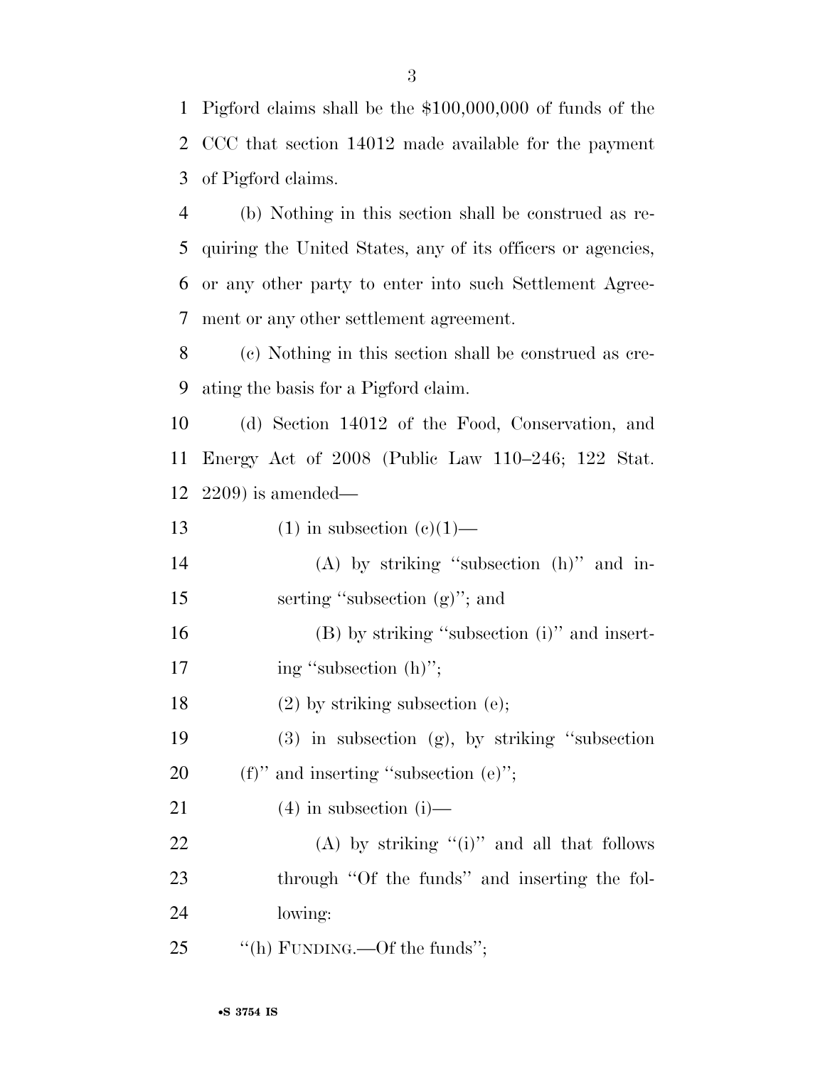Pigford claims shall be the $100,000,000 of funds of the CCC that section 14012 made available for the payment of Pigford claims.

(b) Nothing in this section shall be construed as requiring the United States, any of its officers or agencies, or any other party to enter into such Settlement Agreement or any other settlement agreement.

(c) Nothing in this section shall be construed as creating the basis for a Pigford claim.

(d) Section 14012 of the Food, Conservation, and Energy Act of 2008 (Public Law 110–246; 122 Stat. 2209) is amended—

(1) in subsection (c)(1)—

(A) by striking "subsection (h)" and inserting "subsection (g)"; and

(B) by striking "subsection (i)" and inserting "subsection (h)";

(2) by striking subsection (e);

(3) in subsection (g), by striking "subsection (f)" and inserting "subsection (e)";

(4) in subsection (i)—

(A) by striking "(i)" and all that follows through "Of the funds" and inserting the following:

"(h) FUNDING.—Of the funds";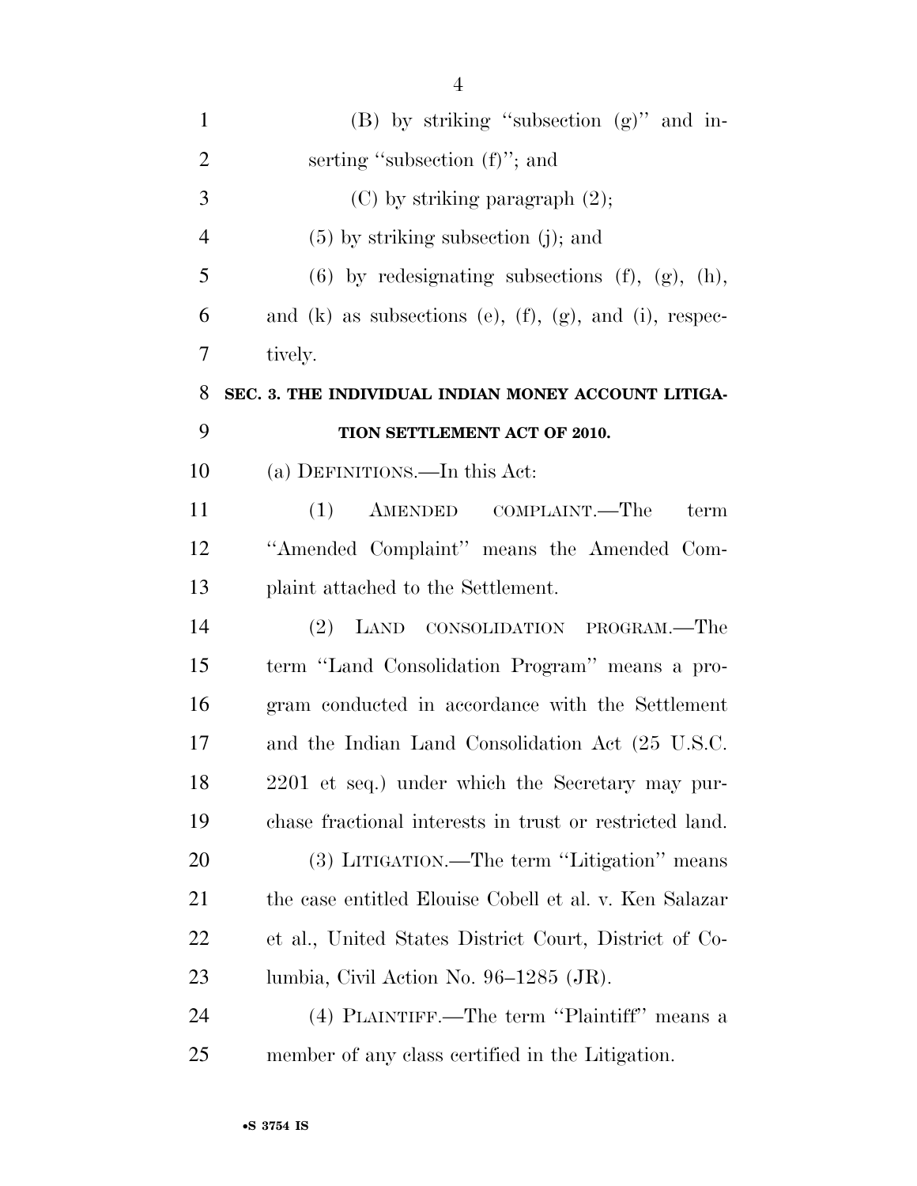(B) by striking "subsection (g)" and inserting "subsection (f)"; and

(C) by striking paragraph (2);

(5) by striking subsection (j); and

(6) by redesignating subsections (f), (g), (h), and (k) as subsections (e), (f), (g), and (i), respectively.

**SEC. 3. THE INDIVIDUAL INDIAN MONEY ACCOUNT LITIGATION SETTLEMENT ACT OF 2010.**

(a) DEFINITIONS.—In this Act:

(1) AMENDED COMPLAINT.—The term "Amended Complaint" means the Amended Complaint attached to the Settlement.

(2) LAND CONSOLIDATION PROGRAM.—The term "Land Consolidation Program" means a program conducted in accordance with the Settlement and the Indian Land Consolidation Act (25 U.S.C. 2201 et seq.) under which the Secretary may purchase fractional interests in trust or restricted land.

(3) LITIGATION.—The term "Litigation" means the case entitled Elouise Cobell et al. v. Ken Salazar et al., United States District Court, District of Columbia, Civil Action No. 96–1285 (JR).

(4) PLAINTIFF.—The term "Plaintiff" means a member of any class certified in the Litigation.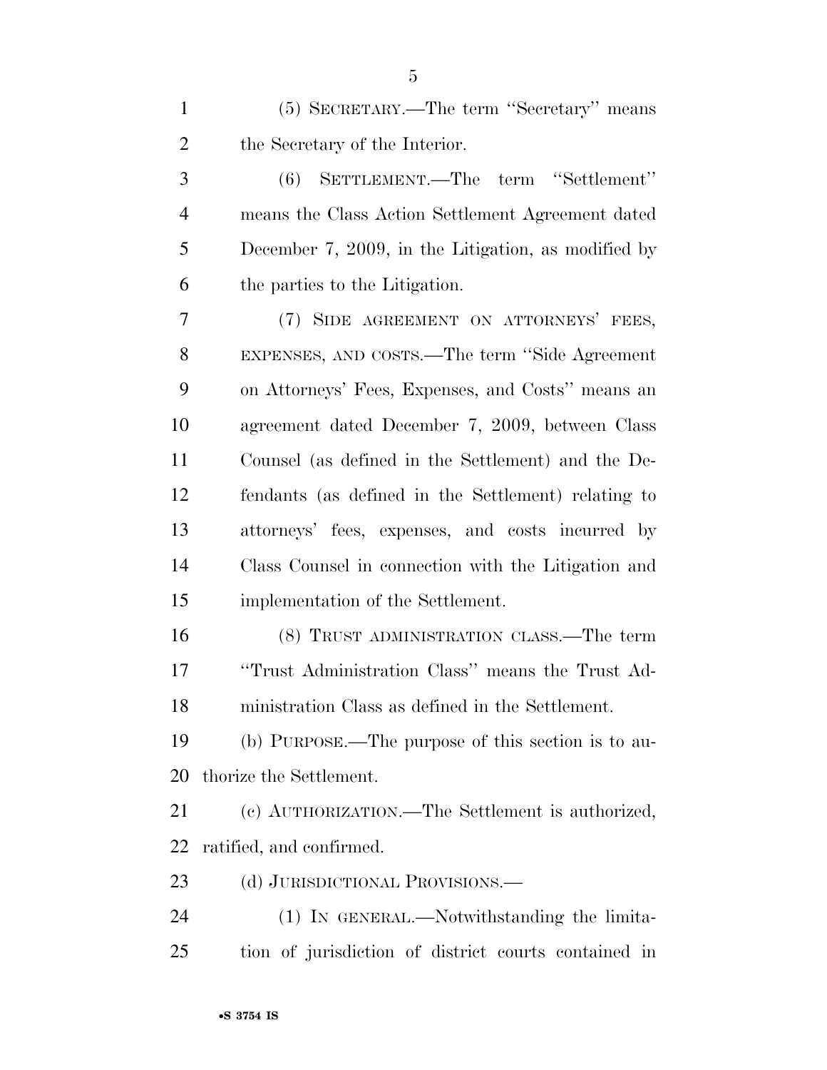(5) SECRETARY.—The term ''Secretary'' means the Secretary of the Interior.

(6) SETTLEMENT.—The term ''Settlement'' means the Class Action Settlement Agreement dated December 7, 2009, in the Litigation, as modified by the parties to the Litigation.

(7) SIDE AGREEMENT ON ATTORNEYS' FEES, EXPENSES, AND COSTS.—The term ''Side Agreement on Attorneys' Fees, Expenses, and Costs'' means an agreement dated December 7, 2009, between Class Counsel (as defined in the Settlement) and the Defendants (as defined in the Settlement) relating to attorneys' fees, expenses, and costs incurred by Class Counsel in connection with the Litigation and implementation of the Settlement.

(8) TRUST ADMINISTRATION CLASS.—The term ''Trust Administration Class'' means the Trust Administration Class as defined in the Settlement.

(b) PURPOSE.—The purpose of this section is to authorize the Settlement.

(c) AUTHORIZATION.—The Settlement is authorized, ratified, and confirmed.

(d) JURISDICTIONAL PROVISIONS.—

(1) IN GENERAL.—Notwithstanding the limitation of jurisdiction of district courts contained in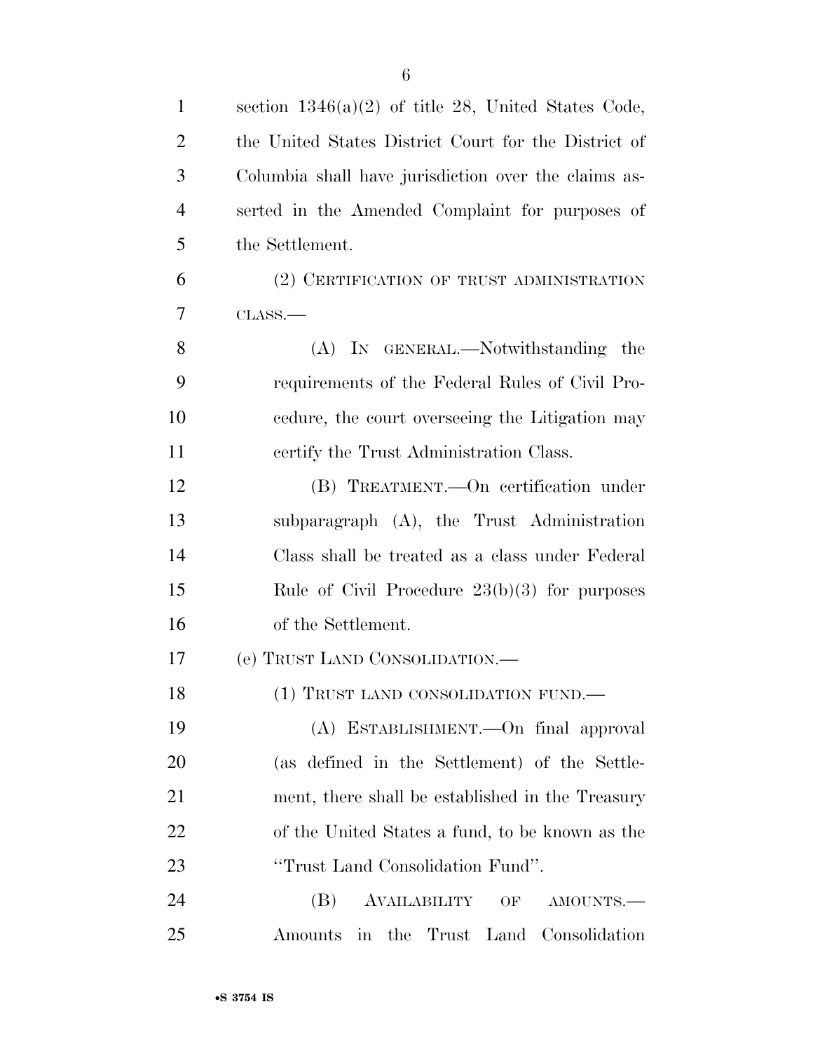section 1346(a)(2) of title 28, United States Code, the United States District Court for the District of Columbia shall have jurisdiction over the claims asserted in the Amended Complaint for purposes of the Settlement.

(2) CERTIFICATION OF TRUST ADMINISTRATION CLASS.—

(A) IN GENERAL.—Notwithstanding the requirements of the Federal Rules of Civil Procedure, the court overseeing the Litigation may certify the Trust Administration Class.

(B) TREATMENT.—On certification under subparagraph (A), the Trust Administration Class shall be treated as a class under Federal Rule of Civil Procedure 23(b)(3) for purposes of the Settlement.

(e) TRUST LAND CONSOLIDATION.—

(1) TRUST LAND CONSOLIDATION FUND.—

(A) ESTABLISHMENT.—On final approval (as defined in the Settlement) of the Settlement, there shall be established in the Treasury of the United States a fund, to be known as the "Trust Land Consolidation Fund".

(B) AVAILABILITY OF AMOUNTS.—Amounts in the Trust Land Consolidation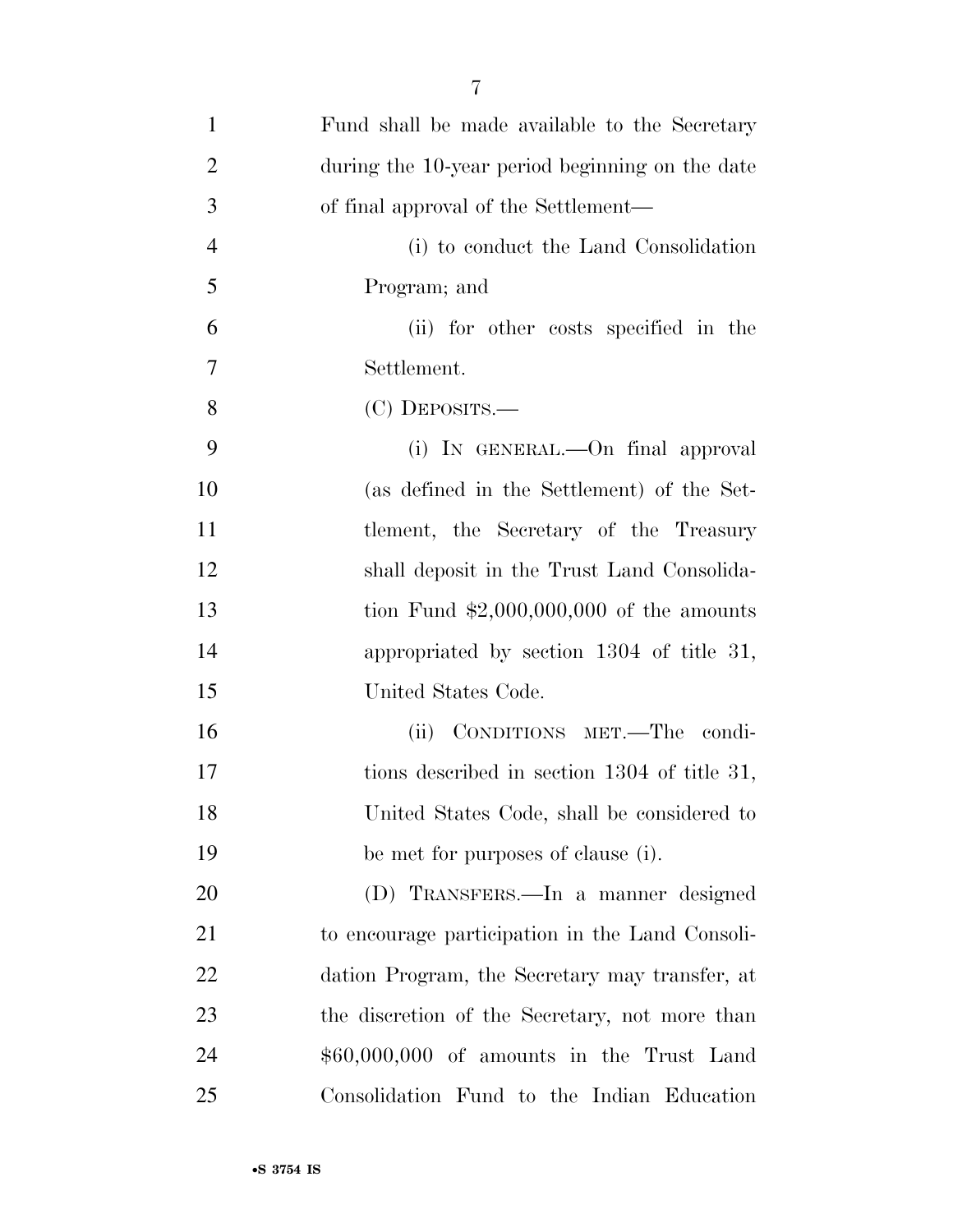Fund shall be made available to the Secretary during the 10-year period beginning on the date of final approval of the Settlement—

(i) to conduct the Land Consolidation Program; and

(ii) for other costs specified in the Settlement.

(C) DEPOSITS.—

(i) IN GENERAL.—On final approval (as defined in the Settlement) of the Settlement, the Secretary of the Treasury shall deposit in the Trust Land Consolidation Fund $2,000,000,000 of the amounts appropriated by section 1304 of title 31, United States Code.

(ii) CONDITIONS MET.—The conditions described in section 1304 of title 31, United States Code, shall be considered to be met for purposes of clause (i).

(D) TRANSFERS.—In a manner designed to encourage participation in the Land Consolidation Program, the Secretary may transfer, at the discretion of the Secretary, not more than $60,000,000 of amounts in the Trust Land Consolidation Fund to the Indian Education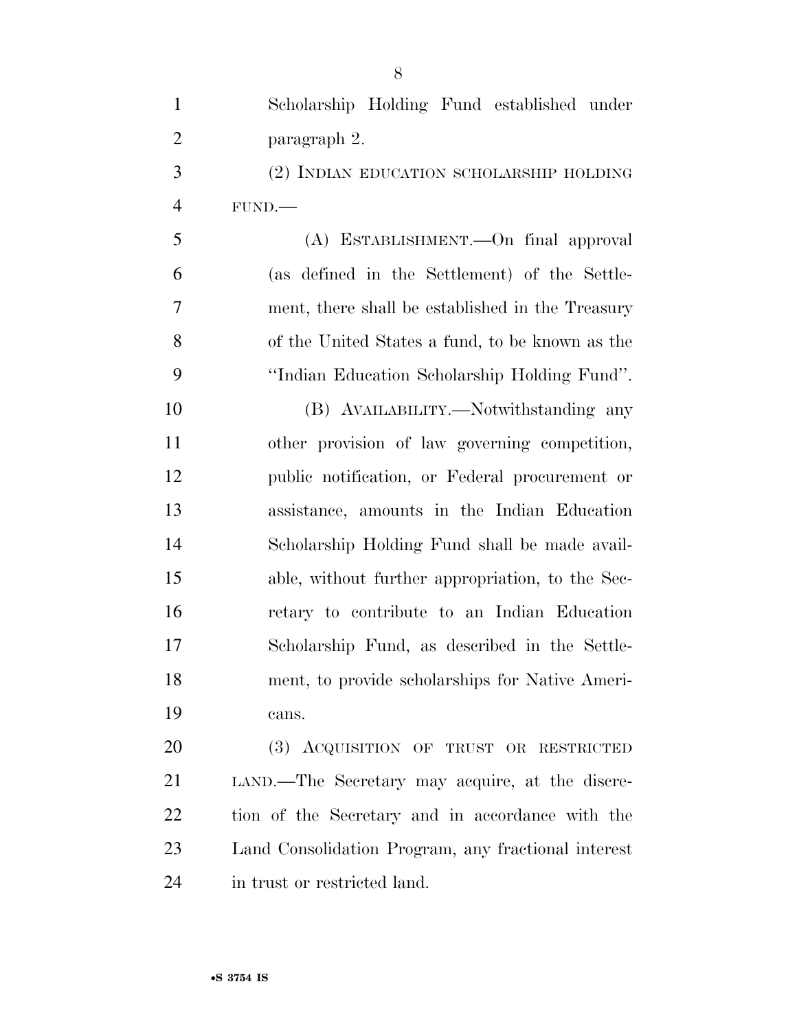Scholarship Holding Fund established under paragraph 2.

(2) INDIAN EDUCATION SCHOLARSHIP HOLDING FUND.—

(A) ESTABLISHMENT.—On final approval (as defined in the Settlement) of the Settlement, there shall be established in the Treasury of the United States a fund, to be known as the "Indian Education Scholarship Holding Fund".

(B) AVAILABILITY.—Notwithstanding any other provision of law governing competition, public notification, or Federal procurement or assistance, amounts in the Indian Education Scholarship Holding Fund shall be made available, without further appropriation, to the Secretary to contribute to an Indian Education Scholarship Fund, as described in the Settlement, to provide scholarships for Native Americans.

(3) ACQUISITION OF TRUST OR RESTRICTED LAND.—The Secretary may acquire, at the discretion of the Secretary and in accordance with the Land Consolidation Program, any fractional interest in trust or restricted land.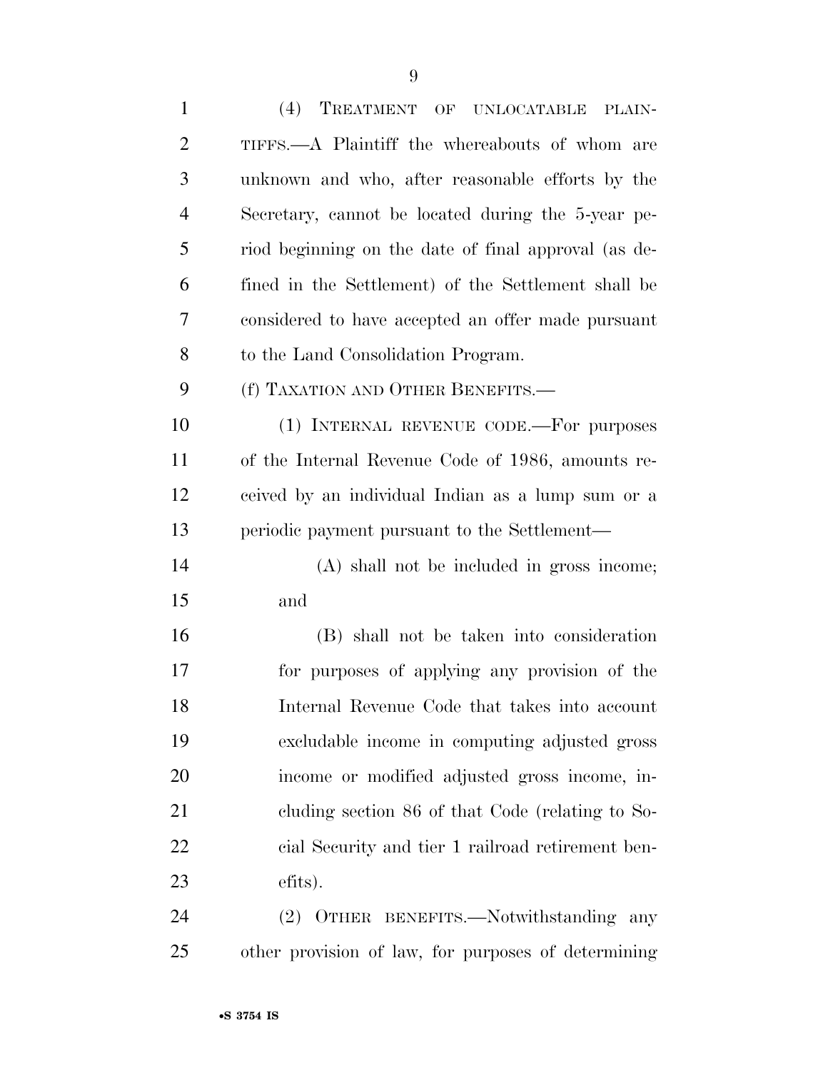(4) TREATMENT OF UNLOCATABLE PLAINTIFFS.—A Plaintiff the whereabouts of whom are unknown and who, after reasonable efforts by the Secretary, cannot be located during the 5-year period beginning on the date of final approval (as defined in the Settlement) of the Settlement shall be considered to have accepted an offer made pursuant to the Land Consolidation Program.

(f) TAXATION AND OTHER BENEFITS.—

(1) INTERNAL REVENUE CODE.—For purposes of the Internal Revenue Code of 1986, amounts received by an individual Indian as a lump sum or a periodic payment pursuant to the Settlement—

(A) shall not be included in gross income; and

(B) shall not be taken into consideration for purposes of applying any provision of the Internal Revenue Code that takes into account excludable income in computing adjusted gross income or modified adjusted gross income, including section 86 of that Code (relating to Social Security and tier 1 railroad retirement benefits).

(2) OTHER BENEFITS.—Notwithstanding any other provision of law, for purposes of determining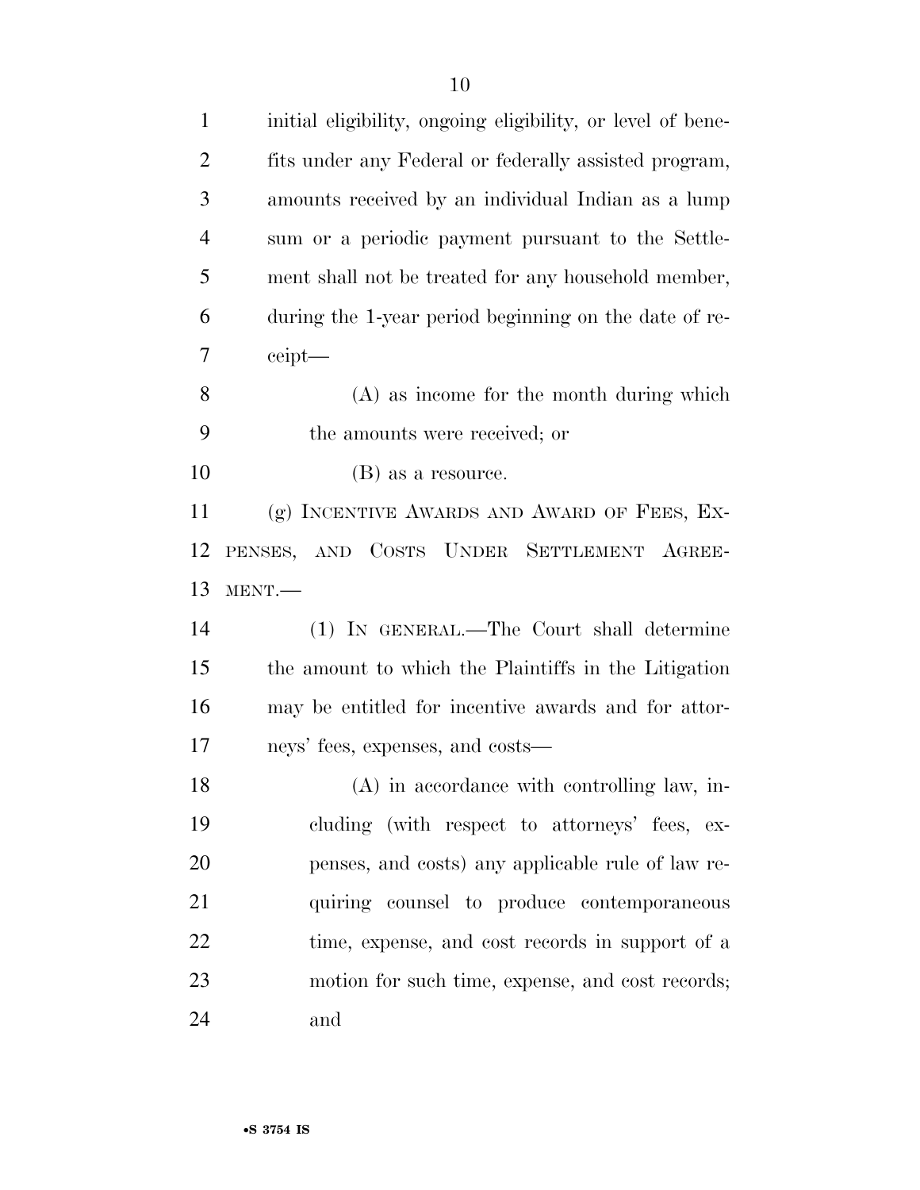initial eligibility, ongoing eligibility, or level of benefits under any Federal or federally assisted program, amounts received by an individual Indian as a lump sum or a periodic payment pursuant to the Settlement shall not be treated for any household member, during the 1-year period beginning on the date of receipt—

(A) as income for the month during which the amounts were received; or

(B) as a resource.

(g) INCENTIVE AWARDS AND AWARD OF FEES, EXPENSES, AND COSTS UNDER SETTLEMENT AGREEMENT.—

(1) IN GENERAL.—The Court shall determine the amount to which the Plaintiffs in the Litigation may be entitled for incentive awards and for attorneys' fees, expenses, and costs—

(A) in accordance with controlling law, including (with respect to attorneys' fees, expenses, and costs) any applicable rule of law requiring counsel to produce contemporaneous time, expense, and cost records in support of a motion for such time, expense, and cost records; and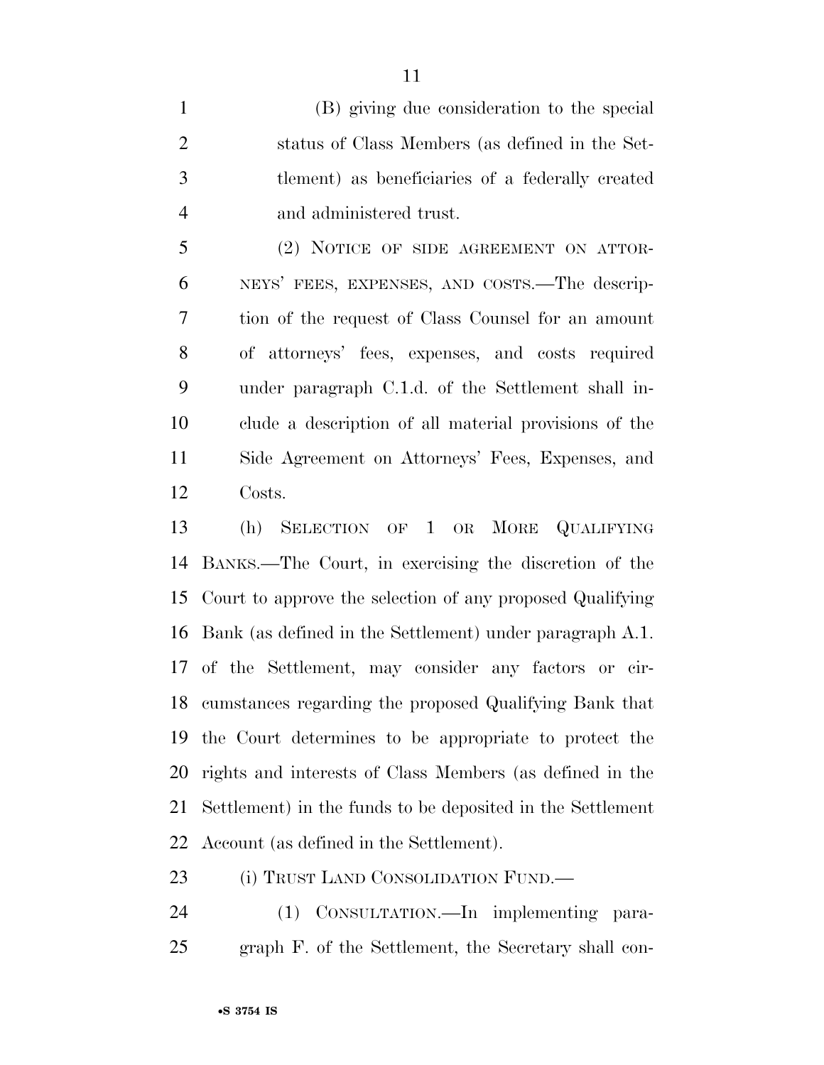(B) giving due consideration to the special status of Class Members (as defined in the Settlement) as beneficiaries of a federally created and administered trust.

(2) NOTICE OF SIDE AGREEMENT ON ATTORNEYS' FEES, EXPENSES, AND COSTS.—The description of the request of Class Counsel for an amount of attorneys' fees, expenses, and costs required under paragraph C.1.d. of the Settlement shall include a description of all material provisions of the Side Agreement on Attorneys' Fees, Expenses, and Costs.

(h) SELECTION OF 1 OR MORE QUALIFYING BANKS.—The Court, in exercising the discretion of the Court to approve the selection of any proposed Qualifying Bank (as defined in the Settlement) under paragraph A.1. of the Settlement, may consider any factors or circumstances regarding the proposed Qualifying Bank that the Court determines to be appropriate to protect the rights and interests of Class Members (as defined in the Settlement) in the funds to be deposited in the Settlement Account (as defined in the Settlement).

(i) TRUST LAND CONSOLIDATION FUND.—

(1) CONSULTATION.—In implementing paragraph F. of the Settlement, the Secretary shall con-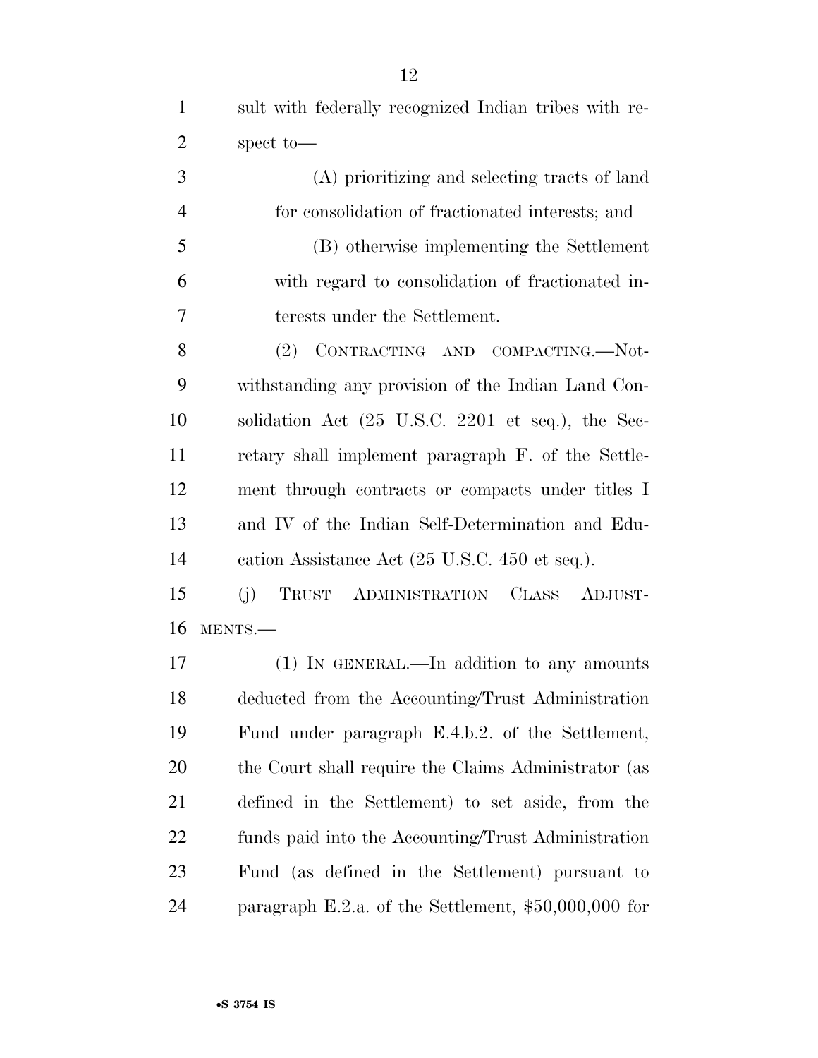sult with federally recognized Indian tribes with respect to—

(A) prioritizing and selecting tracts of land for consolidation of fractionated interests; and

(B) otherwise implementing the Settlement with regard to consolidation of fractionated interests under the Settlement.

(2) CONTRACTING AND COMPACTING.—Notwithstanding any provision of the Indian Land Consolidation Act (25 U.S.C. 2201 et seq.), the Secretary shall implement paragraph F. of the Settlement through contracts or compacts under titles I and IV of the Indian Self-Determination and Education Assistance Act (25 U.S.C. 450 et seq.).

(j) TRUST ADMINISTRATION CLASS ADJUSTMENTS.—

(1) IN GENERAL.—In addition to any amounts deducted from the Accounting/Trust Administration Fund under paragraph E.4.b.2. of the Settlement, the Court shall require the Claims Administrator (as defined in the Settlement) to set aside, from the funds paid into the Accounting/Trust Administration Fund (as defined in the Settlement) pursuant to paragraph E.2.a. of the Settlement, $50,000,000 for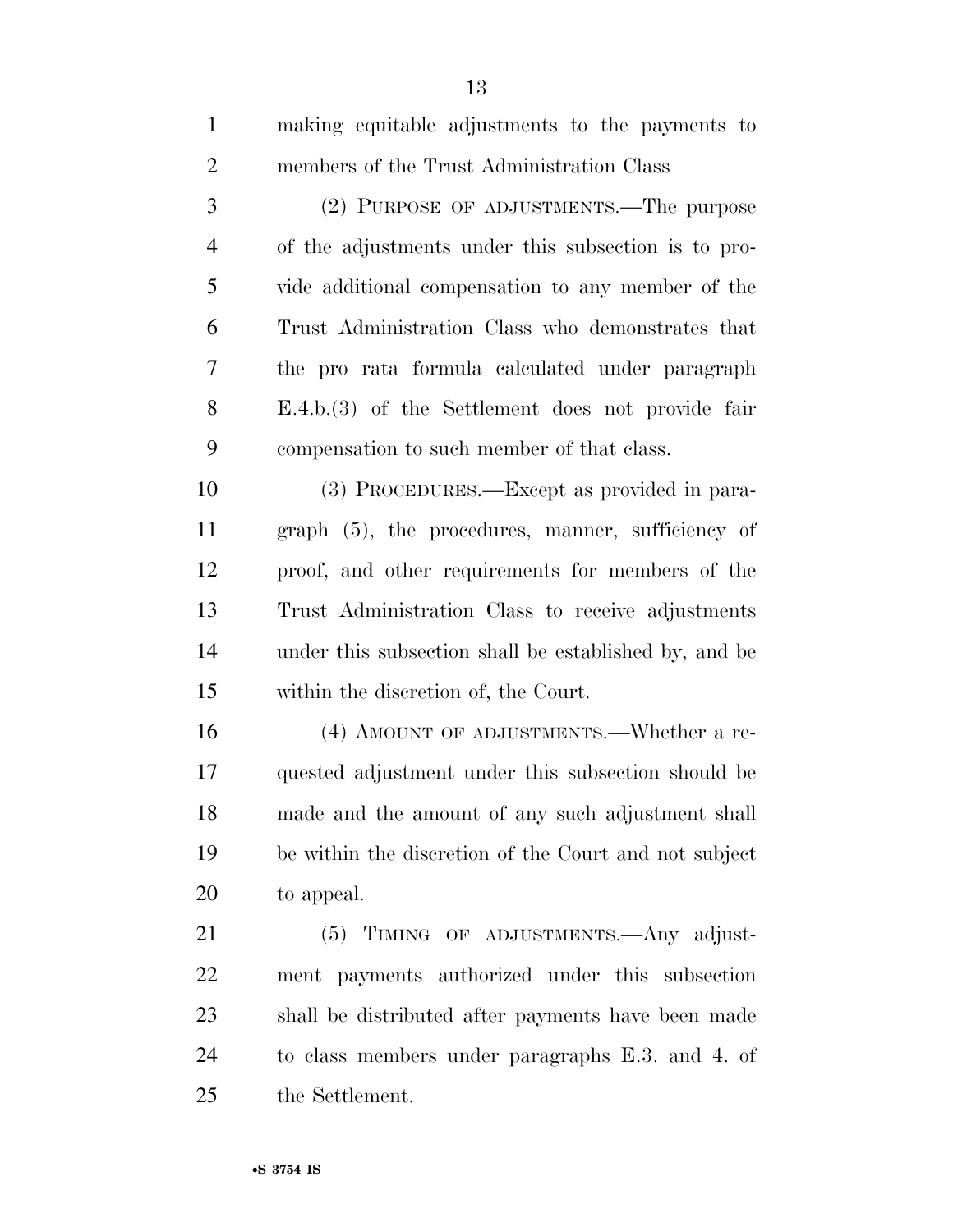making equitable adjustments to the payments to members of the Trust Administration Class

(2) PURPOSE OF ADJUSTMENTS.—The purpose of the adjustments under this subsection is to provide additional compensation to any member of the Trust Administration Class who demonstrates that the pro rata formula calculated under paragraph E.4.b.(3) of the Settlement does not provide fair compensation to such member of that class.

(3) PROCEDURES.—Except as provided in paragraph (5), the procedures, manner, sufficiency of proof, and other requirements for members of the Trust Administration Class to receive adjustments under this subsection shall be established by, and be within the discretion of, the Court.

(4) AMOUNT OF ADJUSTMENTS.—Whether a requested adjustment under this subsection should be made and the amount of any such adjustment shall be within the discretion of the Court and not subject to appeal.

(5) TIMING OF ADJUSTMENTS.—Any adjustment payments authorized under this subsection shall be distributed after payments have been made to class members under paragraphs E.3. and 4. of the Settlement.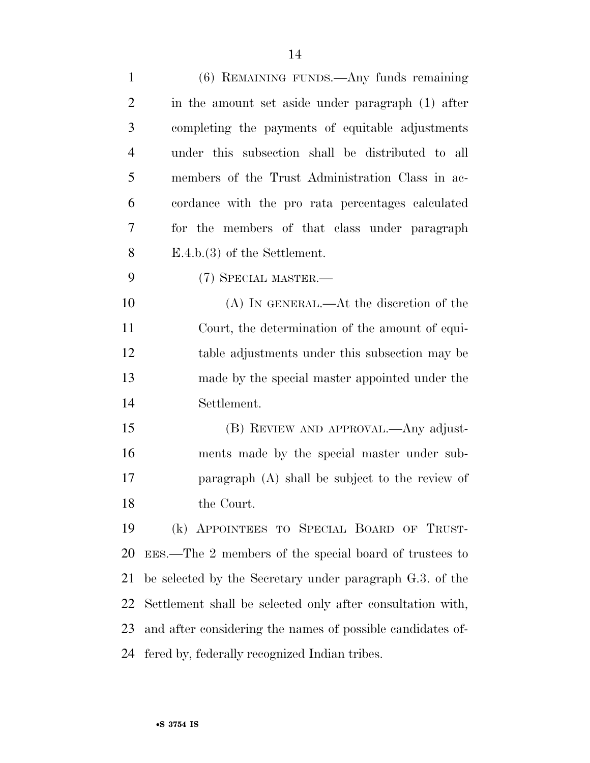(6) REMAINING FUNDS.—Any funds remaining in the amount set aside under paragraph (1) after completing the payments of equitable adjustments under this subsection shall be distributed to all members of the Trust Administration Class in accordance with the pro rata percentages calculated for the members of that class under paragraph E.4.b.(3) of the Settlement.

(7) SPECIAL MASTER.—

(A) IN GENERAL.—At the discretion of the Court, the determination of the amount of equitable adjustments under this subsection may be made by the special master appointed under the Settlement.

(B) REVIEW AND APPROVAL.—Any adjustments made by the special master under subparagraph (A) shall be subject to the review of the Court.

(k) APPOINTEES TO SPECIAL BOARD OF TRUSTEES.—The 2 members of the special board of trustees to be selected by the Secretary under paragraph G.3. of the Settlement shall be selected only after consultation with, and after considering the names of possible candidates offered by, federally recognized Indian tribes.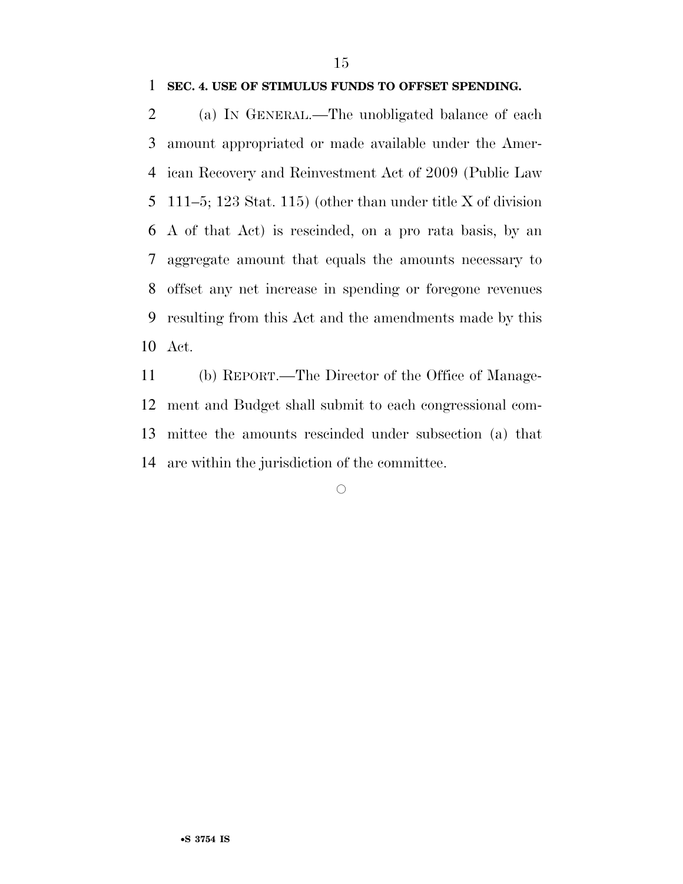**SEC. 4. USE OF STIMULUS FUNDS TO OFFSET SPENDING.**

(a) IN GENERAL.—The unobligated balance of each amount appropriated or made available under the American Recovery and Reinvestment Act of 2009 (Public Law 111–5; 123 Stat. 115) (other than under title X of division A of that Act) is rescinded, on a pro rata basis, by an aggregate amount that equals the amounts necessary to offset any net increase in spending or foregone revenues resulting from this Act and the amendments made by this Act.

(b) REPORT.—The Director of the Office of Management and Budget shall submit to each congressional committee the amounts rescinded under subsection (a) that are within the jurisdiction of the committee.

○